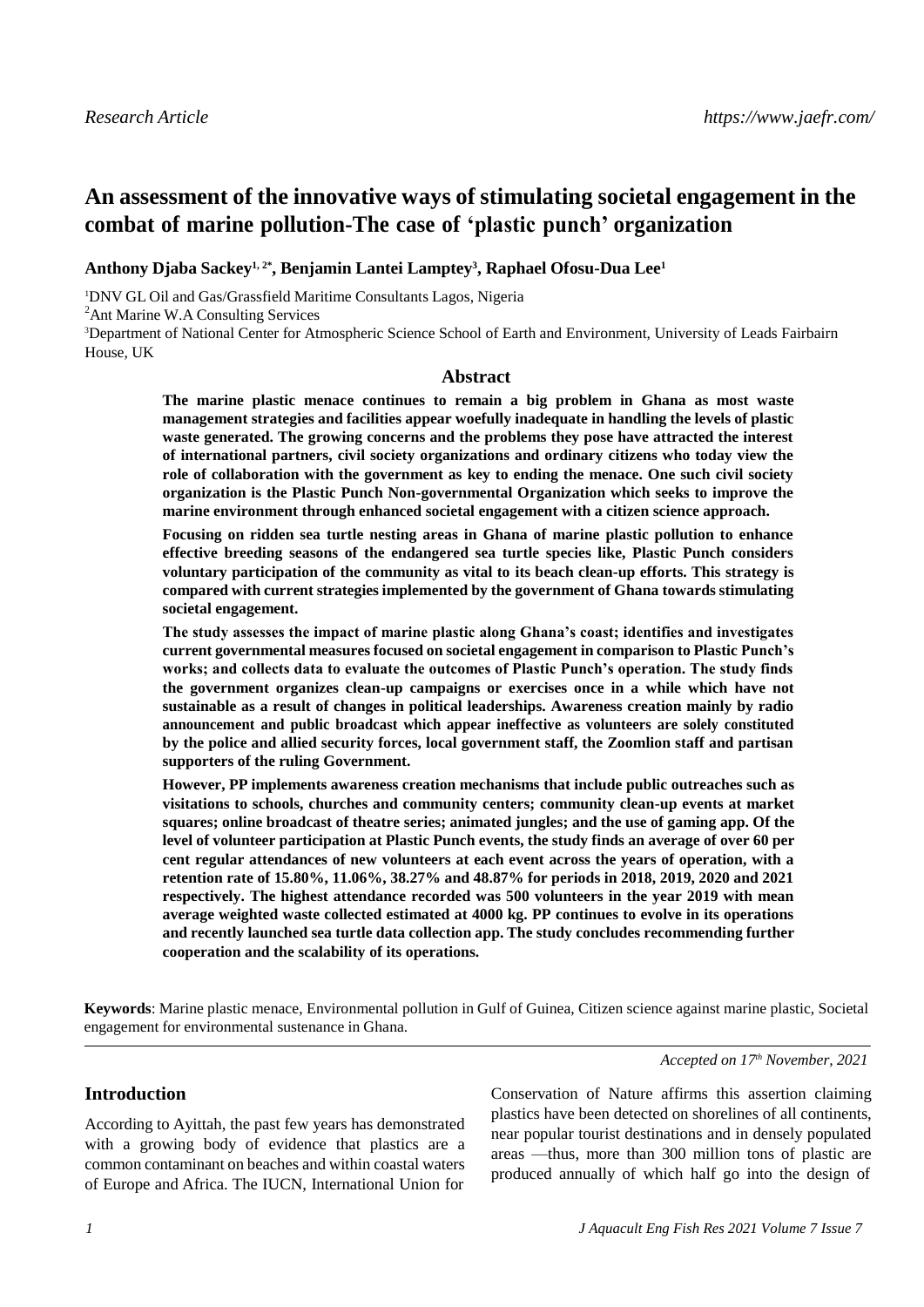*Research Article*

# An assessment of the innovative ways of stimulating societal engagement in the combat of marine pollution-The case of 'plastic punch' organization

**Anthony Djaba Sackey[1, 2*], Benjamin Lantei Lamptey[3], Raphael Ofosu-Dua Lee[1]**

[1]DNV GL Oil and Gas/Grassfield Maritime Consultants Lagos, Nigeria

[2]Ant Marine W.A Consulting Services

[3]Department of National Center for Atmospheric Science School of Earth and Environment, University of Leads Fairbairn House, UK

## Abstract

**The marine plastic menace continues to remain a big problem in Ghana as most waste management strategies and facilities appear woefully inadequate in handling the levels of plastic waste generated. The growing concerns and the problems they pose have attracted the interest of international partners, civil society organizations and ordinary citizens who today view the role of collaboration with the government as key to ending the menace. One such civil society organization is the Plastic Punch Non-governmental Organization which seeks to improve the marine environment through enhanced societal engagement with a citizen science approach.**

**Focusing on ridden sea turtle nesting areas in Ghana of marine plastic pollution to enhance effective breeding seasons of the endangered sea turtle species like, Plastic Punch considers voluntary participation of the community as vital to its beach clean-up efforts. This strategy is compared with current strategies implemented by the government of Ghana towards stimulating societal engagement.**

**The study assesses the impact of marine plastic along Ghana's coast; identifies and investigates current governmental measures focused on societal engagement in comparison to Plastic Punch's works; and collects data to evaluate the outcomes of Plastic Punch's operation. The study finds the government organizes clean-up campaigns or exercises once in a while which have not sustainable as a result of changes in political leaderships. Awareness creation mainly by radio announcement and public broadcast which appear ineffective as volunteers are solely constituted by the police and allied security forces, local government staff, the Zoomlion staff and partisan supporters of the ruling Government.**

**However, PP implements awareness creation mechanisms that include public outreaches such as visitations to schools, churches and community centers; community clean-up events at market squares; online broadcast of theatre series; animated jungles; and the use of gaming app. Of the level of volunteer participation at Plastic Punch events, the study finds an average of over 60 per cent regular attendances of new volunteers at each event across the years of operation, with a retention rate of 15.80%, 11.06%, 38.27% and 48.87% for periods in 2018, 2019, 2020 and 2021 respectively. The highest attendance recorded was 500 volunteers in the year 2019 with mean average weighted waste collected estimated at 4000 kg. PP continues to evolve in its operations and recently launched sea turtle data collection app. The study concludes recommending further cooperation and the scalability of its operations.**

**Keywords**: Marine plastic menace, Environmental pollution in Gulf of Guinea, Citizen science against marine plastic, Societal engagement for environmental sustenance in Ghana.

*Accepted on 17th November, 2021*

## Introduction

According to Ayittah, the past few years has demonstrated with a growing body of evidence that plastics are a common contaminant on beaches and within coastal waters of Europe and Africa. The IUCN, International Union for Conservation of Nature affirms this assertion claiming plastics have been detected on shorelines of all continents, near popular tourist destinations and in densely populated areas —thus, more than 300 million tons of plastic are produced annually of which half go into the design of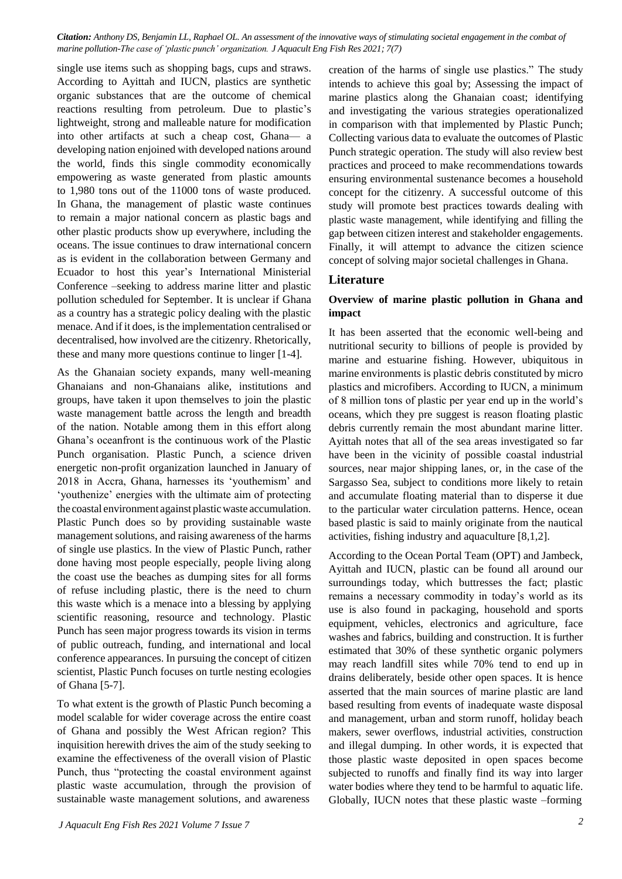single use items such as shopping bags, cups and straws. According to Ayittah and IUCN, plastics are synthetic organic substances that are the outcome of chemical reactions resulting from petroleum. Due to plastic's lightweight, strong and malleable nature for modification into other artifacts at such a cheap cost, Ghana— a developing nation enjoined with developed nations around the world, finds this single commodity economically empowering as waste generated from plastic amounts to 1,980 tons out of the 11000 tons of waste produced. In Ghana, the management of plastic waste continues to remain a major national concern as plastic bags and other plastic products show up everywhere, including the oceans. The issue continues to draw international concern as is evident in the collaboration between Germany and Ecuador to host this year's International Ministerial Conference –seeking to address marine litter and plastic pollution scheduled for September. It is unclear if Ghana as a country has a strategic policy dealing with the plastic menace. And if it does, is the implementation centralised or decentralised, how involved are the citizenry. Rhetorically, these and many more questions continue to linger [1-4].

As the Ghanaian society expands, many well-meaning Ghanaians and non-Ghanaians alike, institutions and groups, have taken it upon themselves to join the plastic waste management battle across the length and breadth of the nation. Notable among them in this effort along Ghana's oceanfront is the continuous work of the Plastic Punch organisation. Plastic Punch, a science driven energetic non-profit organization launched in January of 2018 in Accra, Ghana, harnesses its 'youthemism' and 'youthenize' energies with the ultimate aim of protecting the coastal environment against plastic waste accumulation. Plastic Punch does so by providing sustainable waste management solutions, and raising awareness of the harms of single use plastics. In the view of Plastic Punch, rather done having most people especially, people living along the coast use the beaches as dumping sites for all forms of refuse including plastic, there is the need to churn this waste which is a menace into a blessing by applying scientific reasoning, resource and technology. Plastic Punch has seen major progress towards its vision in terms of public outreach, funding, and international and local conference appearances. In pursuing the concept of citizen scientist, Plastic Punch focuses on turtle nesting ecologies of Ghana [5-7].

To what extent is the growth of Plastic Punch becoming a model scalable for wider coverage across the entire coast of Ghana and possibly the West African region? This inquisition herewith drives the aim of the study seeking to examine the effectiveness of the overall vision of Plastic Punch, thus "protecting the coastal environment against plastic waste accumulation, through the provision of sustainable waste management solutions, and awareness creation of the harms of single use plastics." The study intends to achieve this goal by; Assessing the impact of marine plastics along the Ghanaian coast; identifying and investigating the various strategies operationalized in comparison with that implemented by Plastic Punch; Collecting various data to evaluate the outcomes of Plastic Punch strategic operation. The study will also review best practices and proceed to make recommendations towards ensuring environmental sustenance becomes a household concept for the citizenry. A successful outcome of this study will promote best practices towards dealing with plastic waste management, while identifying and filling the gap between citizen interest and stakeholder engagements. Finally, it will attempt to advance the citizen science concept of solving major societal challenges in Ghana.

## Literature

### Overview of marine plastic pollution in Ghana and impact

It has been asserted that the economic well-being and nutritional security to billions of people is provided by marine and estuarine fishing. However, ubiquitous in marine environments is plastic debris constituted by micro plastics and microfibers. According to IUCN, a minimum of 8 million tons of plastic per year end up in the world's oceans, which they pre suggest is reason floating plastic debris currently remain the most abundant marine litter. Ayittah notes that all of the sea areas investigated so far have been in the vicinity of possible coastal industrial sources, near major shipping lanes, or, in the case of the Sargasso Sea, subject to conditions more likely to retain and accumulate floating material than to disperse it due to the particular water circulation patterns. Hence, ocean based plastic is said to mainly originate from the nautical activities, fishing industry and aquaculture [8,1,2].

According to the Ocean Portal Team (OPT) and Jambeck, Ayittah and IUCN, plastic can be found all around our surroundings today, which buttresses the fact; plastic remains a necessary commodity in today's world as its use is also found in packaging, household and sports equipment, vehicles, electronics and agriculture, face washes and fabrics, building and construction. It is further estimated that 30% of these synthetic organic polymers may reach landfill sites while 70% tend to end up in drains deliberately, beside other open spaces. It is hence asserted that the main sources of marine plastic are land based resulting from events of inadequate waste disposal and management, urban and storm runoff, holiday beach makers, sewer overflows, industrial activities, construction and illegal dumping. In other words, it is expected that those plastic waste deposited in open spaces become subjected to runoffs and finally find its way into larger water bodies where they tend to be harmful to aquatic life. Globally, IUCN notes that these plastic waste –forming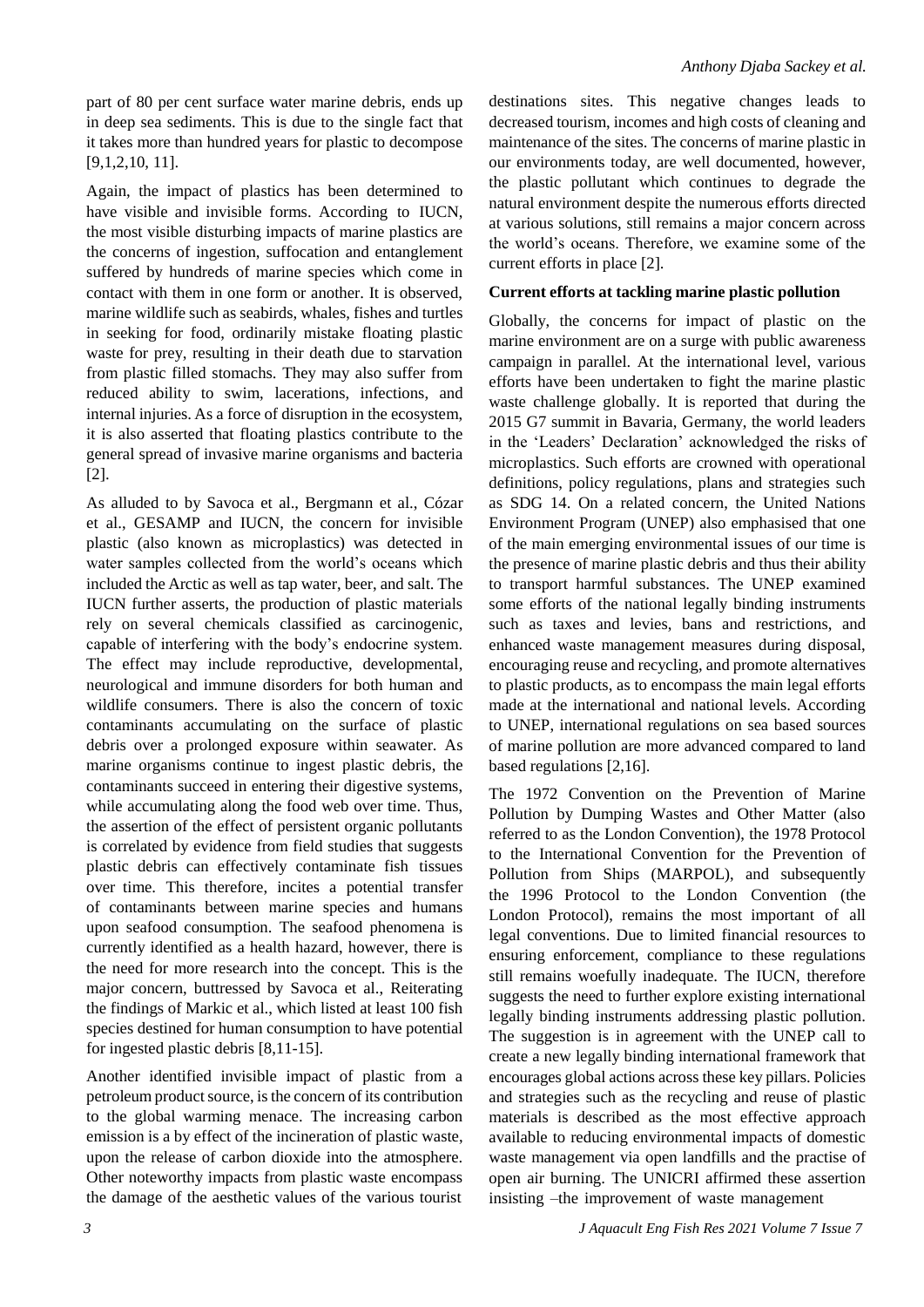part of 80 per cent surface water marine debris, ends up in deep sea sediments. This is due to the single fact that it takes more than hundred years for plastic to decompose [9,1,2,10, 11].

Again, the impact of plastics has been determined to have visible and invisible forms. According to IUCN, the most visible disturbing impacts of marine plastics are the concerns of ingestion, suffocation and entanglement suffered by hundreds of marine species which come in contact with them in one form or another. It is observed, marine wildlife such as seabirds, whales, fishes and turtles in seeking for food, ordinarily mistake floating plastic waste for prey, resulting in their death due to starvation from plastic filled stomachs. They may also suffer from reduced ability to swim, lacerations, infections, and internal injuries. As a force of disruption in the ecosystem, it is also asserted that floating plastics contribute to the general spread of invasive marine organisms and bacteria [2].

As alluded to by Savoca et al., Bergmann et al., Cózar et al., GESAMP and IUCN, the concern for invisible plastic (also known as microplastics) was detected in water samples collected from the world's oceans which included the Arctic as well as tap water, beer, and salt. The IUCN further asserts, the production of plastic materials rely on several chemicals classified as carcinogenic, capable of interfering with the body's endocrine system. The effect may include reproductive, developmental, neurological and immune disorders for both human and wildlife consumers. There is also the concern of toxic contaminants accumulating on the surface of plastic debris over a prolonged exposure within seawater. As marine organisms continue to ingest plastic debris, the contaminants succeed in entering their digestive systems, while accumulating along the food web over time. Thus, the assertion of the effect of persistent organic pollutants is correlated by evidence from field studies that suggests plastic debris can effectively contaminate fish tissues over time. This therefore, incites a potential transfer of contaminants between marine species and humans upon seafood consumption. The seafood phenomena is currently identified as a health hazard, however, there is the need for more research into the concept. This is the major concern, buttressed by Savoca et al., Reiterating the findings of Markic et al., which listed at least 100 fish species destined for human consumption to have potential for ingested plastic debris [8,11-15].

Another identified invisible impact of plastic from a petroleum product source, is the concern of its contribution to the global warming menace. The increasing carbon emission is a by effect of the incineration of plastic waste, upon the release of carbon dioxide into the atmosphere. Other noteworthy impacts from plastic waste encompass the damage of the aesthetic values of the various tourist destinations sites. This negative changes leads to decreased tourism, incomes and high costs of cleaning and maintenance of the sites. The concerns of marine plastic in our environments today, are well documented, however, the plastic pollutant which continues to degrade the natural environment despite the numerous efforts directed at various solutions, still remains a major concern across the world's oceans. Therefore, we examine some of the current efforts in place [2].

**Current efforts at tackling marine plastic pollution**

Globally, the concerns for impact of plastic on the marine environment are on a surge with public awareness campaign in parallel. At the international level, various efforts have been undertaken to fight the marine plastic waste challenge globally. It is reported that during the 2015 G7 summit in Bavaria, Germany, the world leaders in the 'Leaders' Declaration' acknowledged the risks of microplastics. Such efforts are crowned with operational definitions, policy regulations, plans and strategies such as SDG 14. On a related concern, the United Nations Environment Program (UNEP) also emphasised that one of the main emerging environmental issues of our time is the presence of marine plastic debris and thus their ability to transport harmful substances. The UNEP examined some efforts of the national legally binding instruments such as taxes and levies, bans and restrictions, and enhanced waste management measures during disposal, encouraging reuse and recycling, and promote alternatives to plastic products, as to encompass the main legal efforts made at the international and national levels. According to UNEP, international regulations on sea based sources of marine pollution are more advanced compared to land based regulations [2,16].

The 1972 Convention on the Prevention of Marine Pollution by Dumping Wastes and Other Matter (also referred to as the London Convention), the 1978 Protocol to the International Convention for the Prevention of Pollution from Ships (MARPOL), and subsequently the 1996 Protocol to the London Convention (the London Protocol), remains the most important of all legal conventions. Due to limited financial resources to ensuring enforcement, compliance to these regulations still remains woefully inadequate. The IUCN, therefore suggests the need to further explore existing international legally binding instruments addressing plastic pollution. The suggestion is in agreement with the UNEP call to create a new legally binding international framework that encourages global actions across these key pillars. Policies and strategies such as the recycling and reuse of plastic materials is described as the most effective approach available to reducing environmental impacts of domestic waste management via open landfills and the practise of open air burning. The UNICRI affirmed these assertion insisting –the improvement of waste management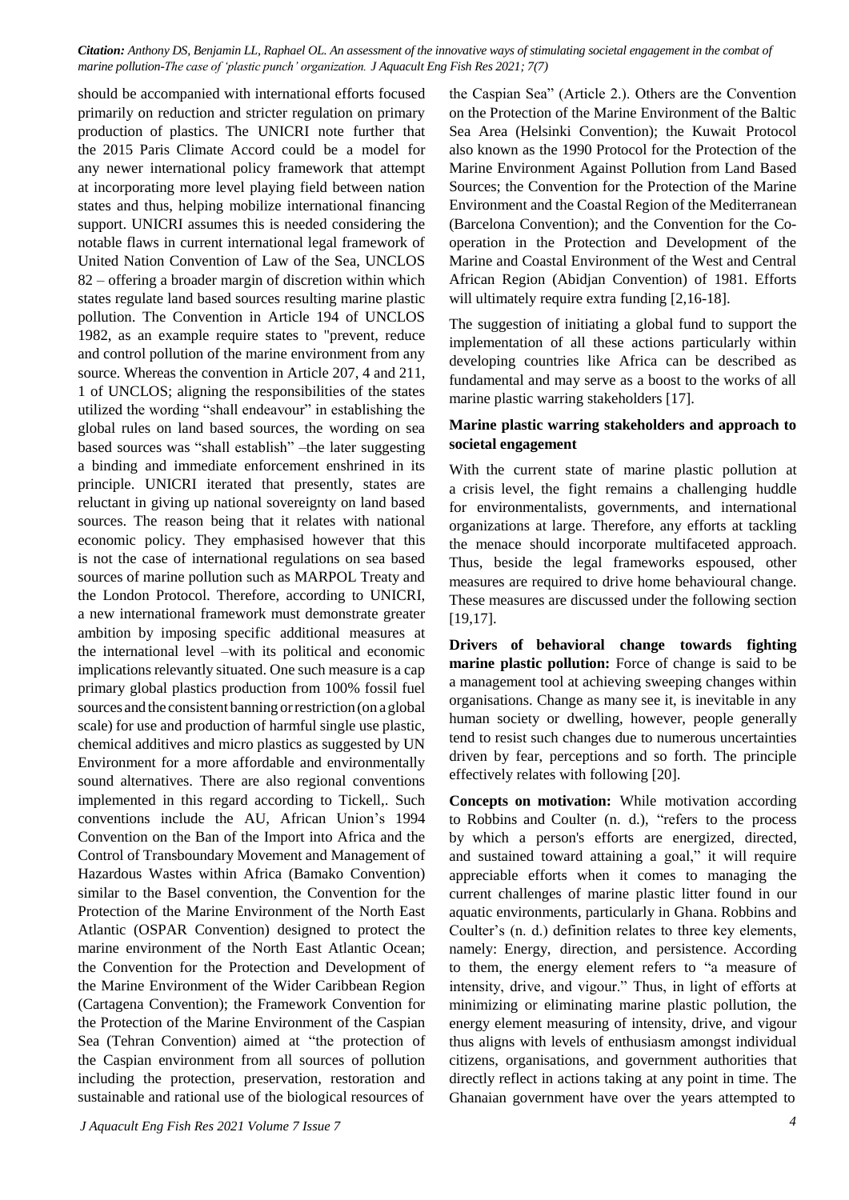should be accompanied with international efforts focused primarily on reduction and stricter regulation on primary production of plastics. The UNICRI note further that the 2015 Paris Climate Accord could be a model for any newer international policy framework that attempt at incorporating more level playing field between nation states and thus, helping mobilize international financing support. UNICRI assumes this is needed considering the notable flaws in current international legal framework of United Nation Convention of Law of the Sea, UNCLOS 82 – offering a broader margin of discretion within which states regulate land based sources resulting marine plastic pollution. The Convention in Article 194 of UNCLOS 1982, as an example require states to "prevent, reduce and control pollution of the marine environment from any source. Whereas the convention in Article 207, 4 and 211, 1 of UNCLOS; aligning the responsibilities of the states utilized the wording "shall endeavour" in establishing the global rules on land based sources, the wording on sea based sources was "shall establish" –the later suggesting a binding and immediate enforcement enshrined in its principle. UNICRI iterated that presently, states are reluctant in giving up national sovereignty on land based sources. The reason being that it relates with national economic policy. They emphasised however that this is not the case of international regulations on sea based sources of marine pollution such as MARPOL Treaty and the London Protocol. Therefore, according to UNICRI, a new international framework must demonstrate greater ambition by imposing specific additional measures at the international level –with its political and economic implications relevantly situated. One such measure is a cap primary global plastics production from 100% fossil fuel sources and the consistent banning or restriction (on a global scale) for use and production of harmful single use plastic, chemical additives and micro plastics as suggested by UN Environment for a more affordable and environmentally sound alternatives. There are also regional conventions implemented in this regard according to Tickell,. Such conventions include the AU, African Union's 1994 Convention on the Ban of the Import into Africa and the Control of Transboundary Movement and Management of Hazardous Wastes within Africa (Bamako Convention) similar to the Basel convention, the Convention for the Protection of the Marine Environment of the North East Atlantic (OSPAR Convention) designed to protect the marine environment of the North East Atlantic Ocean; the Convention for the Protection and Development of the Marine Environment of the Wider Caribbean Region (Cartagena Convention); the Framework Convention for the Protection of the Marine Environment of the Caspian Sea (Tehran Convention) aimed at "the protection of the Caspian environment from all sources of pollution including the protection, preservation, restoration and sustainable and rational use of the biological resources of the Caspian Sea" (Article 2.). Others are the Convention on the Protection of the Marine Environment of the Baltic Sea Area (Helsinki Convention); the Kuwait Protocol also known as the 1990 Protocol for the Protection of the Marine Environment Against Pollution from Land Based Sources; the Convention for the Protection of the Marine Environment and the Coastal Region of the Mediterranean (Barcelona Convention); and the Convention for the Co-operation in the Protection and Development of the Marine and Coastal Environment of the West and Central African Region (Abidjan Convention) of 1981. Efforts will ultimately require extra funding [2,16-18].

The suggestion of initiating a global fund to support the implementation of all these actions particularly within developing countries like Africa can be described as fundamental and may serve as a boost to the works of all marine plastic warring stakeholders [17].

### Marine plastic warring stakeholders and approach to societal engagement

With the current state of marine plastic pollution at a crisis level, the fight remains a challenging huddle for environmentalists, governments, and international organizations at large. Therefore, any efforts at tackling the menace should incorporate multifaceted approach. Thus, beside the legal frameworks espoused, other measures are required to drive home behavioural change. These measures are discussed under the following section [19,17].

**Drivers of behavioral change towards fighting marine plastic pollution:** Force of change is said to be a management tool at achieving sweeping changes within organisations. Change as many see it, is inevitable in any human society or dwelling, however, people generally tend to resist such changes due to numerous uncertainties driven by fear, perceptions and so forth. The principle effectively relates with following [20].

**Concepts on motivation:** While motivation according to Robbins and Coulter (n. d.), "refers to the process by which a person's efforts are energized, directed, and sustained toward attaining a goal," it will require appreciable efforts when it comes to managing the current challenges of marine plastic litter found in our aquatic environments, particularly in Ghana. Robbins and Coulter's (n. d.) definition relates to three key elements, namely: Energy, direction, and persistence. According to them, the energy element refers to "a measure of intensity, drive, and vigour." Thus, in light of efforts at minimizing or eliminating marine plastic pollution, the energy element measuring of intensity, drive, and vigour thus aligns with levels of enthusiasm amongst individual citizens, organisations, and government authorities that directly reflect in actions taking at any point in time. The Ghanaian government have over the years attempted to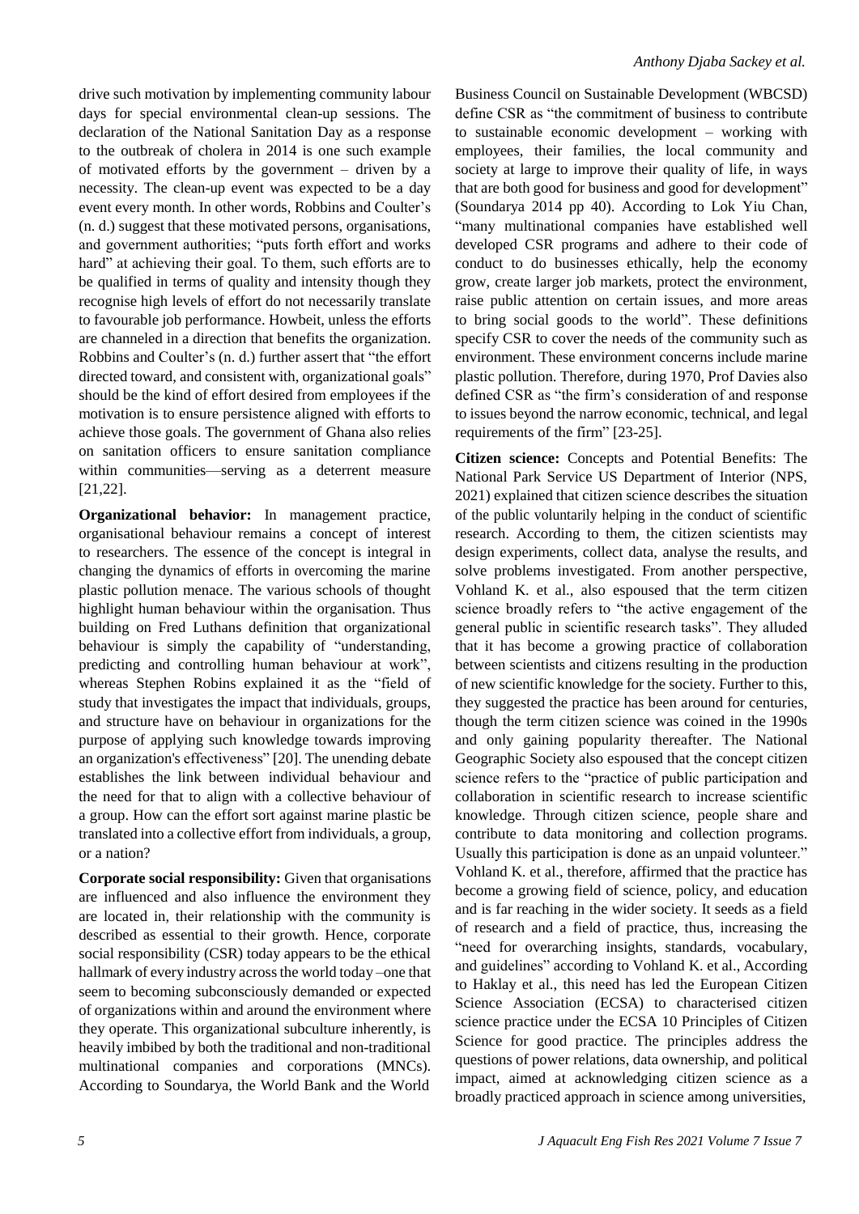drive such motivation by implementing community labour days for special environmental clean-up sessions. The declaration of the National Sanitation Day as a response to the outbreak of cholera in 2014 is one such example of motivated efforts by the government – driven by a necessity. The clean-up event was expected to be a day event every month. In other words, Robbins and Coulter's (n. d.) suggest that these motivated persons, organisations, and government authorities; "puts forth effort and works hard" at achieving their goal. To them, such efforts are to be qualified in terms of quality and intensity though they recognise high levels of effort do not necessarily translate to favourable job performance. Howbeit, unless the efforts are channeled in a direction that benefits the organization. Robbins and Coulter's (n. d.) further assert that "the effort directed toward, and consistent with, organizational goals" should be the kind of effort desired from employees if the motivation is to ensure persistence aligned with efforts to achieve those goals. The government of Ghana also relies on sanitation officers to ensure sanitation compliance within communities—serving as a deterrent measure [21,22].

**Organizational behavior:** In management practice, organisational behaviour remains a concept of interest to researchers. The essence of the concept is integral in changing the dynamics of efforts in overcoming the marine plastic pollution menace. The various schools of thought highlight human behaviour within the organisation. Thus building on Fred Luthans definition that organizational behaviour is simply the capability of "understanding, predicting and controlling human behaviour at work", whereas Stephen Robins explained it as the "field of study that investigates the impact that individuals, groups, and structure have on behaviour in organizations for the purpose of applying such knowledge towards improving an organization's effectiveness" [20]. The unending debate establishes the link between individual behaviour and the need for that to align with a collective behaviour of a group. How can the effort sort against marine plastic be translated into a collective effort from individuals, a group, or a nation?

**Corporate social responsibility:** Given that organisations are influenced and also influence the environment they are located in, their relationship with the community is described as essential to their growth. Hence, corporate social responsibility (CSR) today appears to be the ethical hallmark of every industry across the world today –one that seem to becoming subconsciously demanded or expected of organizations within and around the environment where they operate. This organizational subculture inherently, is heavily imbibed by both the traditional and non-traditional multinational companies and corporations (MNCs). According to Soundarya, the World Bank and the World Business Council on Sustainable Development (WBCSD) define CSR as "the commitment of business to contribute to sustainable economic development – working with employees, their families, the local community and society at large to improve their quality of life, in ways that are both good for business and good for development" (Soundarya 2014 pp 40). According to Lok Yiu Chan, "many multinational companies have established well developed CSR programs and adhere to their code of conduct to do businesses ethically, help the economy grow, create larger job markets, protect the environment, raise public attention on certain issues, and more areas to bring social goods to the world". These definitions specify CSR to cover the needs of the community such as environment. These environment concerns include marine plastic pollution. Therefore, during 1970, Prof Davies also defined CSR as "the firm's consideration of and response to issues beyond the narrow economic, technical, and legal requirements of the firm" [23-25].

**Citizen science:** Concepts and Potential Benefits: The National Park Service US Department of Interior (NPS, 2021) explained that citizen science describes the situation of the public voluntarily helping in the conduct of scientific research. According to them, the citizen scientists may design experiments, collect data, analyse the results, and solve problems investigated. From another perspective, Vohland K. et al., also espoused that the term citizen science broadly refers to "the active engagement of the general public in scientific research tasks". They alluded that it has become a growing practice of collaboration between scientists and citizens resulting in the production of new scientific knowledge for the society. Further to this, they suggested the practice has been around for centuries, though the term citizen science was coined in the 1990s and only gaining popularity thereafter. The National Geographic Society also espoused that the concept citizen science refers to the "practice of public participation and collaboration in scientific research to increase scientific knowledge. Through citizen science, people share and contribute to data monitoring and collection programs. Usually this participation is done as an unpaid volunteer." Vohland K. et al., therefore, affirmed that the practice has become a growing field of science, policy, and education and is far reaching in the wider society. It seeds as a field of research and a field of practice, thus, increasing the "need for overarching insights, standards, vocabulary, and guidelines" according to Vohland K. et al., According to Haklay et al., this need has led the European Citizen Science Association (ECSA) to characterised citizen science practice under the ECSA 10 Principles of Citizen Science for good practice. The principles address the questions of power relations, data ownership, and political impact, aimed at acknowledging citizen science as a broadly practiced approach in science among universities,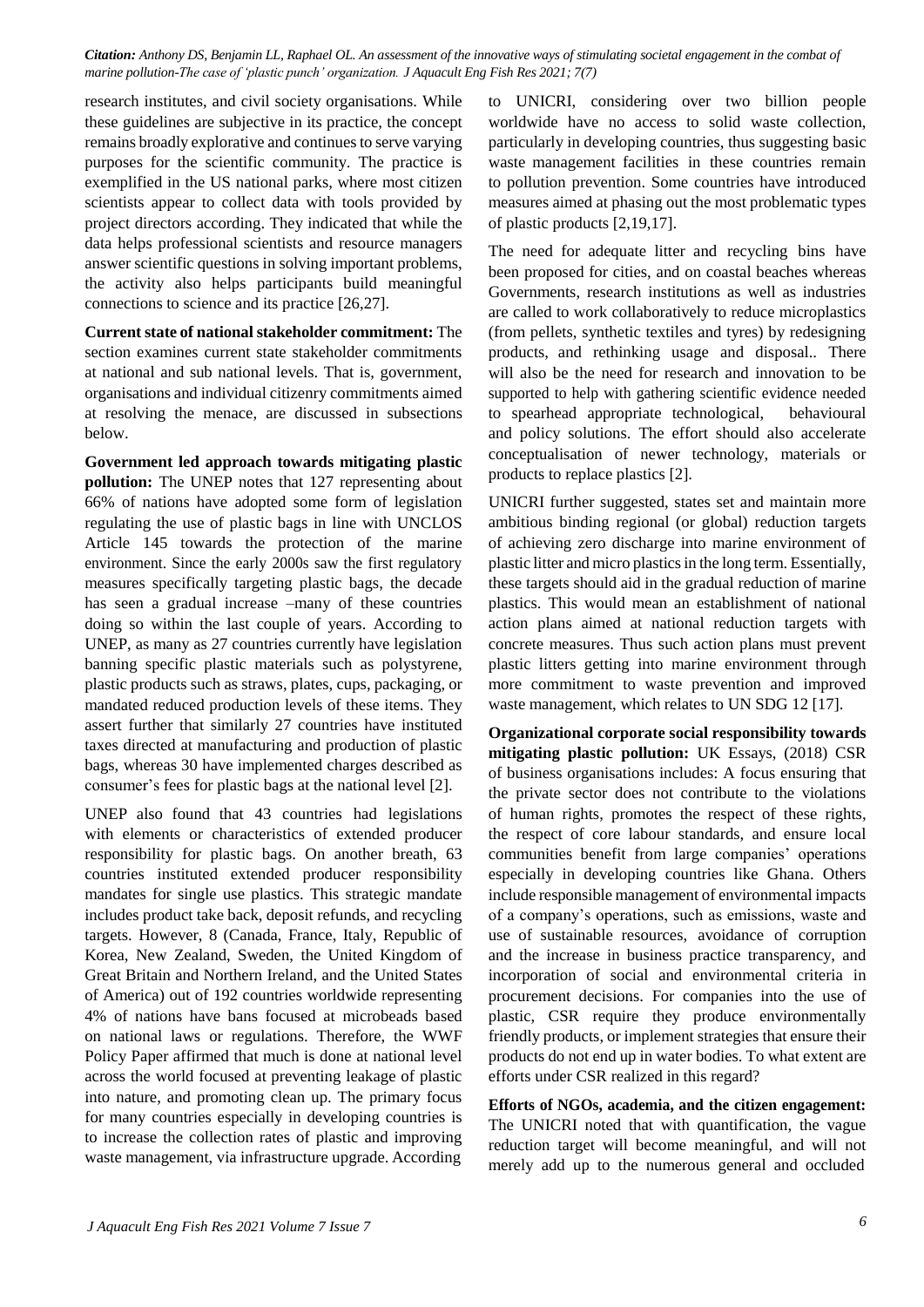research institutes, and civil society organisations. While these guidelines are subjective in its practice, the concept remains broadly explorative and continues to serve varying purposes for the scientific community. The practice is exemplified in the US national parks, where most citizen scientists appear to collect data with tools provided by project directors according. They indicated that while the data helps professional scientists and resource managers answer scientific questions in solving important problems, the activity also helps participants build meaningful connections to science and its practice [26,27].

**Current state of national stakeholder commitment:** The section examines current state stakeholder commitments at national and sub national levels. That is, government, organisations and individual citizenry commitments aimed at resolving the menace, are discussed in subsections below.

**Government led approach towards mitigating plastic pollution:** The UNEP notes that 127 representing about 66% of nations have adopted some form of legislation regulating the use of plastic bags in line with UNCLOS Article 145 towards the protection of the marine environment. Since the early 2000s saw the first regulatory measures specifically targeting plastic bags, the decade has seen a gradual increase –many of these countries doing so within the last couple of years. According to UNEP, as many as 27 countries currently have legislation banning specific plastic materials such as polystyrene, plastic products such as straws, plates, cups, packaging, or mandated reduced production levels of these items. They assert further that similarly 27 countries have instituted taxes directed at manufacturing and production of plastic bags, whereas 30 have implemented charges described as consumer's fees for plastic bags at the national level [2].

UNEP also found that 43 countries had legislations with elements or characteristics of extended producer responsibility for plastic bags. On another breath, 63 countries instituted extended producer responsibility mandates for single use plastics. This strategic mandate includes product take back, deposit refunds, and recycling targets. However, 8 (Canada, France, Italy, Republic of Korea, New Zealand, Sweden, the United Kingdom of Great Britain and Northern Ireland, and the United States of America) out of 192 countries worldwide representing 4% of nations have bans focused at microbeads based on national laws or regulations. Therefore, the WWF Policy Paper affirmed that much is done at national level across the world focused at preventing leakage of plastic into nature, and promoting clean up. The primary focus for many countries especially in developing countries is to increase the collection rates of plastic and improving waste management, via infrastructure upgrade. According to UNICRI, considering over two billion people worldwide have no access to solid waste collection, particularly in developing countries, thus suggesting basic waste management facilities in these countries remain to pollution prevention. Some countries have introduced measures aimed at phasing out the most problematic types of plastic products [2,19,17].

The need for adequate litter and recycling bins have been proposed for cities, and on coastal beaches whereas Governments, research institutions as well as industries are called to work collaboratively to reduce microplastics (from pellets, synthetic textiles and tyres) by redesigning products, and rethinking usage and disposal.. There will also be the need for research and innovation to be supported to help with gathering scientific evidence needed to spearhead appropriate technological, behavioural and policy solutions. The effort should also accelerate conceptualisation of newer technology, materials or products to replace plastics [2].

UNICRI further suggested, states set and maintain more ambitious binding regional (or global) reduction targets of achieving zero discharge into marine environment of plastic litter and micro plastics in the long term. Essentially, these targets should aid in the gradual reduction of marine plastics. This would mean an establishment of national action plans aimed at national reduction targets with concrete measures. Thus such action plans must prevent plastic litters getting into marine environment through more commitment to waste prevention and improved waste management, which relates to UN SDG 12 [17].

**Organizational corporate social responsibility towards mitigating plastic pollution:** UK Essays, (2018) CSR of business organisations includes: A focus ensuring that the private sector does not contribute to the violations of human rights, promotes the respect of these rights, the respect of core labour standards, and ensure local communities benefit from large companies' operations especially in developing countries like Ghana. Others include responsible management of environmental impacts of a company's operations, such as emissions, waste and use of sustainable resources, avoidance of corruption and the increase in business practice transparency, and incorporation of social and environmental criteria in procurement decisions. For companies into the use of plastic, CSR require they produce environmentally friendly products, or implement strategies that ensure their products do not end up in water bodies. To what extent are efforts under CSR realized in this regard?

**Efforts of NGOs, academia, and the citizen engagement:** The UNICRI noted that with quantification, the vague reduction target will become meaningful, and will not merely add up to the numerous general and occluded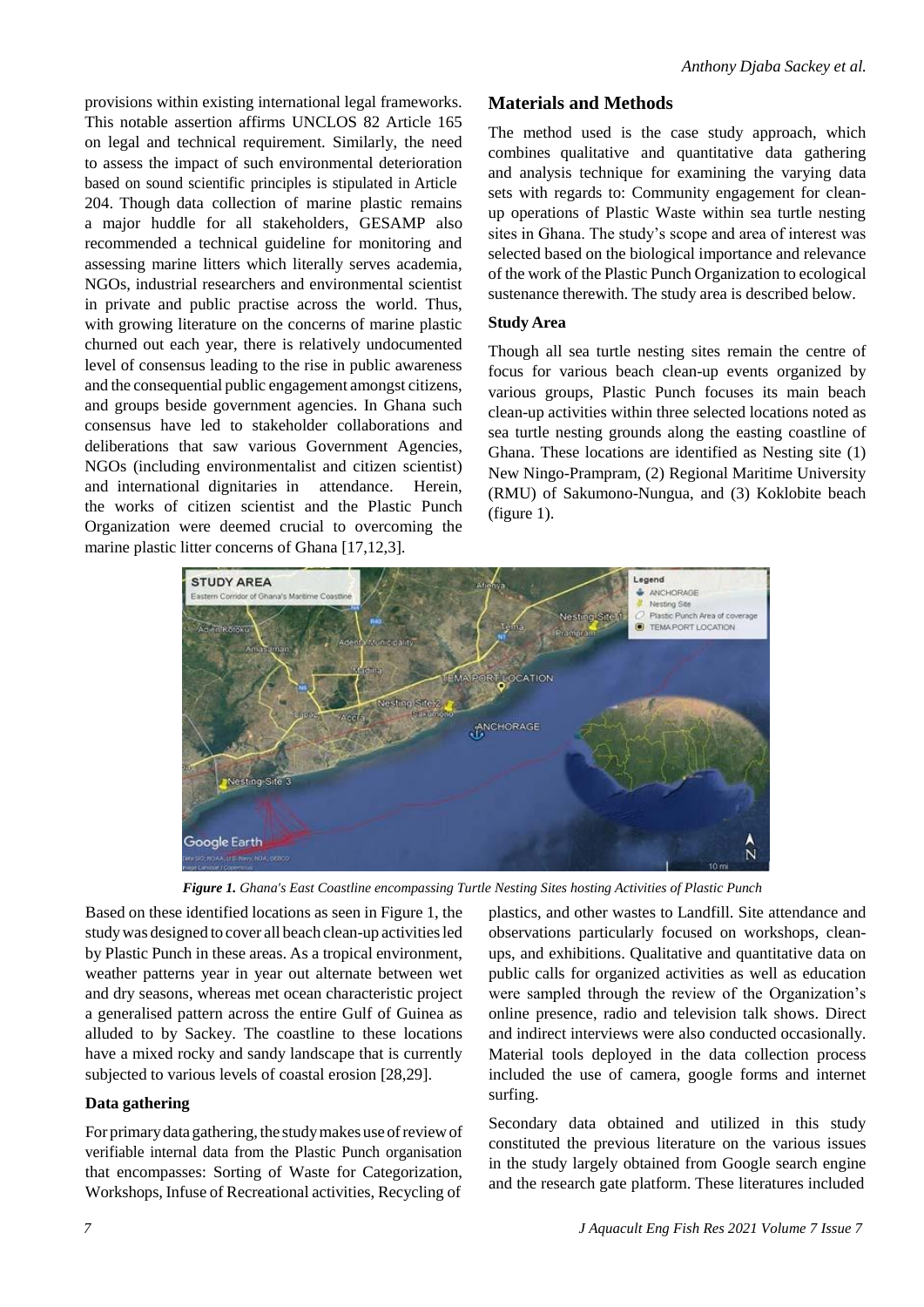provisions within existing international legal frameworks. This notable assertion affirms UNCLOS 82 Article 165 on legal and technical requirement. Similarly, the need to assess the impact of such environmental deterioration based on sound scientific principles is stipulated in Article 204. Though data collection of marine plastic remains a major huddle for all stakeholders, GESAMP also recommended a technical guideline for monitoring and assessing marine litters which literally serves academia, NGOs, industrial researchers and environmental scientist in private and public practise across the world. Thus, with growing literature on the concerns of marine plastic churned out each year, there is relatively undocumented level of consensus leading to the rise in public awareness and the consequential public engagement amongst citizens, and groups beside government agencies. In Ghana such consensus have led to stakeholder collaborations and deliberations that saw various Government Agencies, NGOs (including environmentalist and citizen scientist) and international dignitaries in attendance. Herein, the works of citizen scientist and the Plastic Punch Organization were deemed crucial to overcoming the marine plastic litter concerns of Ghana [17,12,3].

## Materials and Methods

The method used is the case study approach, which combines qualitative and quantitative data gathering and analysis technique for examining the varying data sets with regards to: Community engagement for clean-up operations of Plastic Waste within sea turtle nesting sites in Ghana. The study's scope and area of interest was selected based on the biological importance and relevance of the work of the Plastic Punch Organization to ecological sustenance therewith. The study area is described below.

### Study Area

Though all sea turtle nesting sites remain the centre of focus for various beach clean-up events organized by various groups, Plastic Punch focuses its main beach clean-up activities within three selected locations noted as sea turtle nesting grounds along the easting coastline of Ghana. These locations are identified as Nesting site (1) New Ningo-Prampram, (2) Regional Maritime University (RMU) of Sakumono-Nungua, and (3) Koklobite beach (figure 1).

***Figure 1.*** *Ghana's East Coastline encompassing Turtle Nesting Sites hosting Activities of Plastic Punch*

Based on these identified locations as seen in Figure 1, the study was designed to cover all beach clean-up activities led by Plastic Punch in these areas. As a tropical environment, weather patterns year in year out alternate between wet and dry seasons, whereas met ocean characteristic project a generalised pattern across the entire Gulf of Guinea as alluded to by Sackey. The coastline to these locations have a mixed rocky and sandy landscape that is currently subjected to various levels of coastal erosion [28,29].

### Data gathering

For primary data gathering, the study makes use of review of verifiable internal data from the Plastic Punch organisation that encompasses: Sorting of Waste for Categorization, Workshops, Infuse of Recreational activities, Recycling of plastics, and other wastes to Landfill. Site attendance and observations particularly focused on workshops, clean-ups, and exhibitions. Qualitative and quantitative data on public calls for organized activities as well as education were sampled through the review of the Organization's online presence, radio and television talk shows. Direct and indirect interviews were also conducted occasionally. Material tools deployed in the data collection process included the use of camera, google forms and internet surfing.

Secondary data obtained and utilized in this study constituted the previous literature on the various issues in the study largely obtained from Google search engine and the research gate platform. These literatures included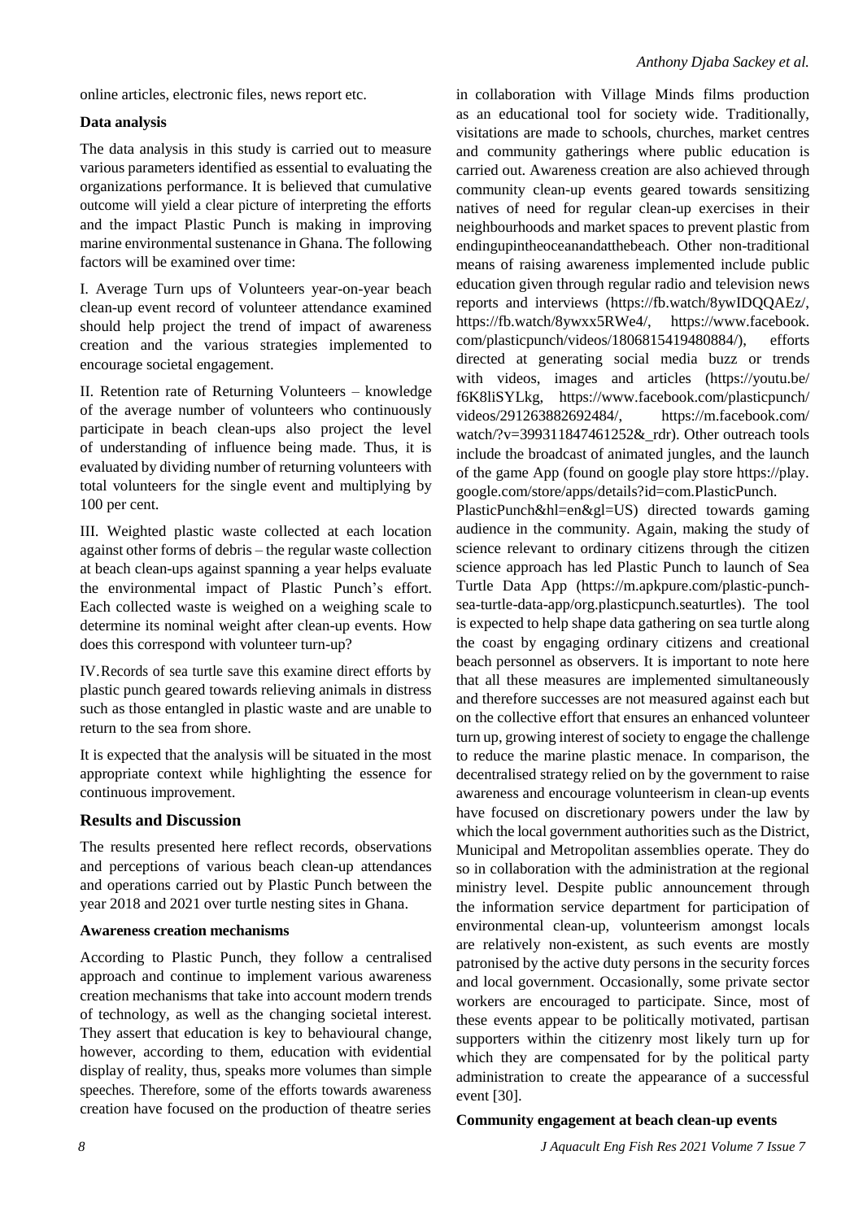online articles, electronic files, news report etc.

**Data analysis**

The data analysis in this study is carried out to measure various parameters identified as essential to evaluating the organizations performance. It is believed that cumulative outcome will yield a clear picture of interpreting the efforts and the impact Plastic Punch is making in improving marine environmental sustenance in Ghana. The following factors will be examined over time:

I. Average Turn ups of Volunteers year-on-year beach clean-up event record of volunteer attendance examined should help project the trend of impact of awareness creation and the various strategies implemented to encourage societal engagement.

II. Retention rate of Returning Volunteers – knowledge of the average number of volunteers who continuously participate in beach clean-ups also project the level of understanding of influence being made. Thus, it is evaluated by dividing number of returning volunteers with total volunteers for the single event and multiplying by 100 per cent.

III. Weighted plastic waste collected at each location against other forms of debris – the regular waste collection at beach clean-ups against spanning a year helps evaluate the environmental impact of Plastic Punch's effort. Each collected waste is weighed on a weighing scale to determine its nominal weight after clean-up events. How does this correspond with volunteer turn-up?

IV. Records of sea turtle save this examine direct efforts by plastic punch geared towards relieving animals in distress such as those entangled in plastic waste and are unable to return to the sea from shore.

It is expected that the analysis will be situated in the most appropriate context while highlighting the essence for continuous improvement.

## Results and Discussion

The results presented here reflect records, observations and perceptions of various beach clean-up attendances and operations carried out by Plastic Punch between the year 2018 and 2021 over turtle nesting sites in Ghana.

**Awareness creation mechanisms**

According to Plastic Punch, they follow a centralised approach and continue to implement various awareness creation mechanisms that take into account modern trends of technology, as well as the changing societal interest. They assert that education is key to behavioural change, however, according to them, education with evidential display of reality, thus, speaks more volumes than simple speeches. Therefore, some of the efforts towards awareness creation have focused on the production of theatre series in collaboration with Village Minds films production as an educational tool for society wide. Traditionally, visitations are made to schools, churches, market centres and community gatherings where public education is carried out. Awareness creation are also achieved through community clean-up events geared towards sensitizing natives of need for regular clean-up exercises in their neighbourhoods and market spaces to prevent plastic from endingupintheoceanandatthebeach. Other non-traditional means of raising awareness implemented include public education given through regular radio and television news reports and interviews (https://fb.watch/8ywIDQQAEz/, https://fb.watch/8ywxx5RWe4/, https://www.facebook.com/plasticpunch/videos/1806815419480884/), efforts directed at generating social media buzz or trends with videos, images and articles (https://youtu.be/f6K8liSYLkg, https://www.facebook.com/plasticpunch/videos/291263882692484/, https://m.facebook.com/watch/?v=399311847461252&_rdr). Other outreach tools include the broadcast of animated jungles, and the launch of the game App (found on google play store https://play.google.com/store/apps/details?id=com.PlasticPunch.PlasticPunch&hl=en&gl=US) directed towards gaming audience in the community. Again, making the study of science relevant to ordinary citizens through the citizen science approach has led Plastic Punch to launch of Sea Turtle Data App (https://m.apkpure.com/plastic-punch-sea-turtle-data-app/org.plasticpunch.seaturtles). The tool is expected to help shape data gathering on sea turtle along the coast by engaging ordinary citizens and creational beach personnel as observers. It is important to note here that all these measures are implemented simultaneously and therefore successes are not measured against each but on the collective effort that ensures an enhanced volunteer turn up, growing interest of society to engage the challenge to reduce the marine plastic menace. In comparison, the decentralised strategy relied on by the government to raise awareness and encourage volunteerism in clean-up events have focused on discretionary powers under the law by which the local government authorities such as the District, Municipal and Metropolitan assemblies operate. They do so in collaboration with the administration at the regional ministry level. Despite public announcement through the information service department for participation of environmental clean-up, volunteerism amongst locals are relatively non-existent, as such events are mostly patronised by the active duty persons in the security forces and local government. Occasionally, some private sector workers are encouraged to participate. Since, most of these events appear to be politically motivated, partisan supporters within the citizenry most likely turn up for which they are compensated for by the political party administration to create the appearance of a successful event [30].

**Community engagement at beach clean-up events**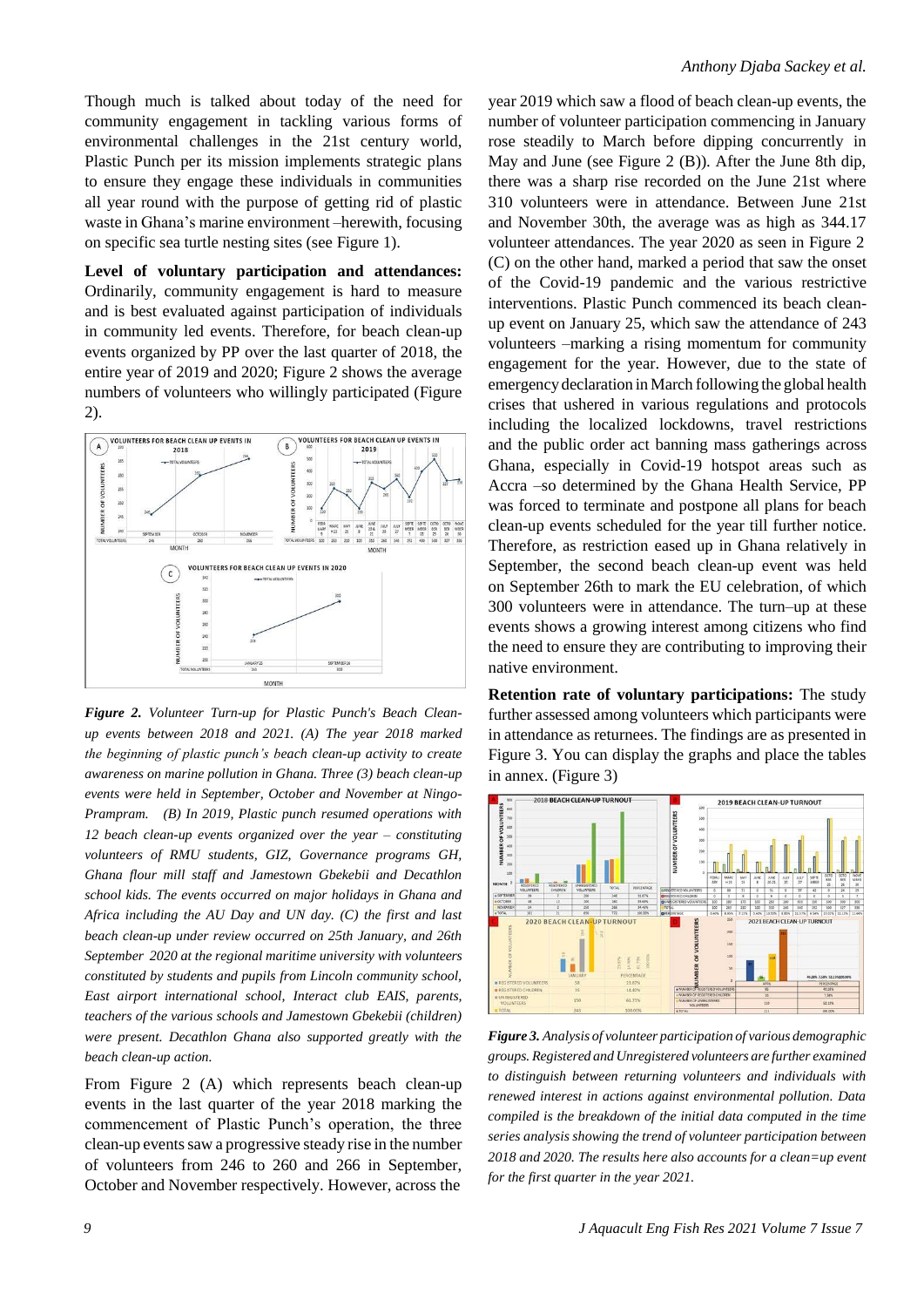Though much is talked about today of the need for community engagement in tackling various forms of environmental challenges in the 21st century world, Plastic Punch per its mission implements strategic plans to ensure they engage these individuals in communities all year round with the purpose of getting rid of plastic waste in Ghana's marine environment –herewith, focusing on specific sea turtle nesting sites (see Figure 1).

**Level of voluntary participation and attendances:** Ordinarily, community engagement is hard to measure and is best evaluated against participation of individuals in community led events. Therefore, for beach clean-up events organized by PP over the last quarter of 2018, the entire year of 2019 and 2020; Figure 2 shows the average numbers of volunteers who willingly participated (Figure 2).

***Figure 2.*** *Volunteer Turn-up for Plastic Punch's Beach Clean-up events between 2018 and 2021. (A) The year 2018 marked the beginning of plastic punch's beach clean-up activity to create awareness on marine pollution in Ghana. Three (3) beach clean-up events were held in September, October and November at Ningo-Prampram. (B) In 2019, Plastic punch resumed operations with 12 beach clean-up events organized over the year – constituting volunteers of RMU students, GIZ, Governance programs GH, Ghana flour mill staff and Jamestown Gbekebii and Decathlon school kids. The events occurred on major holidays in Ghana and Africa including the AU Day and UN day. (C) the first and last beach clean-up under review occurred on 25th January, and 26th September 2020 at the regional maritime university with volunteers constituted by students and pupils from Lincoln community school, East airport international school, Interact club EAIS, parents, teachers of the various schools and Jamestown Gbekebii (children) were present. Decathlon Ghana also supported greatly with the beach clean-up action.*

From Figure 2 (A) which represents beach clean-up events in the last quarter of the year 2018 marking the commencement of Plastic Punch's operation, the three clean-up events saw a progressive steady rise in the number of volunteers from 246 to 260 and 266 in September, October and November respectively. However, across the year 2019 which saw a flood of beach clean-up events, the number of volunteer participation commencing in January rose steadily to March before dipping concurrently in May and June (see Figure 2 (B)). After the June 8th dip, there was a sharp rise recorded on the June 21st where 310 volunteers were in attendance. Between June 21st and November 30th, the average was as high as 344.17 volunteer attendances. The year 2020 as seen in Figure 2 (C) on the other hand, marked a period that saw the onset of the Covid-19 pandemic and the various restrictive interventions. Plastic Punch commenced its beach clean-up event on January 25, which saw the attendance of 243 volunteers –marking a rising momentum for community engagement for the year. However, due to the state of emergency declaration in March following the global health crises that ushered in various regulations and protocols including the localized lockdowns, travel restrictions and the public order act banning mass gatherings across Ghana, especially in Covid-19 hotspot areas such as Accra –so determined by the Ghana Health Service, PP was forced to terminate and postpone all plans for beach clean-up events scheduled for the year till further notice. Therefore, as restriction eased up in Ghana relatively in September, the second beach clean-up event was held on September 26th to mark the EU celebration, of which 300 volunteers were in attendance. The turn–up at these events shows a growing interest among citizens who find the need to ensure they are contributing to improving their native environment.

**Retention rate of voluntary participations:** The study further assessed among volunteers which participants were in attendance as returnees. The findings are as presented in Figure 3. You can display the graphs and place the tables in annex. (Figure 3)

***Figure 3.*** *Analysis of volunteer participation of various demographic groups. Registered and Unregistered volunteers are further examined to distinguish between returning volunteers and individuals with renewed interest in actions against environmental pollution. Data compiled is the breakdown of the initial data computed in the time series analysis showing the trend of volunteer participation between 2018 and 2020. The results here also accounts for a clean=up event for the first quarter in the year 2021.*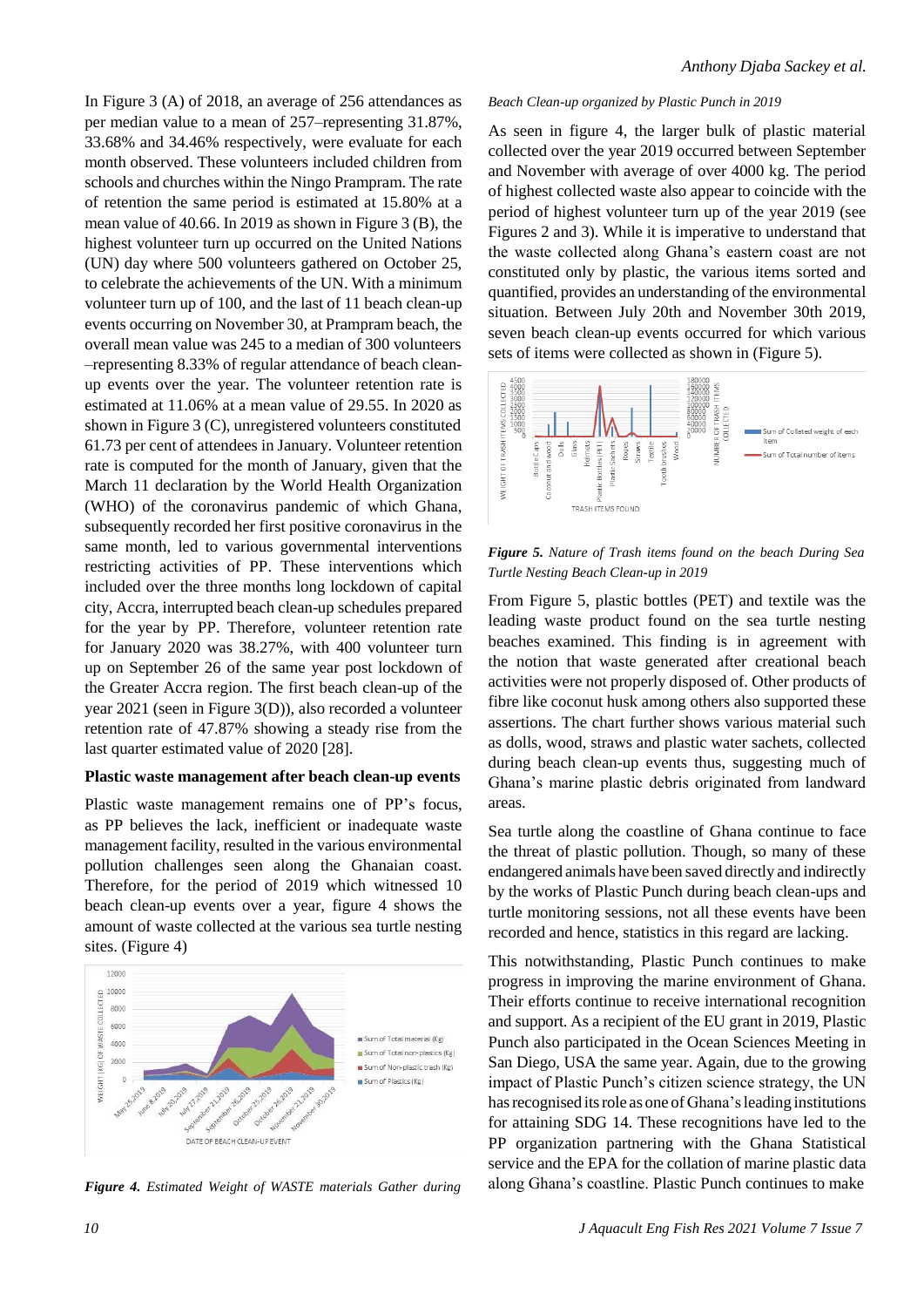In Figure 3 (A) of 2018, an average of 256 attendances as per median value to a mean of 257–representing 31.87%, 33.68% and 34.46% respectively, were evaluate for each month observed. These volunteers included children from schools and churches within the Ningo Prampram. The rate of retention the same period is estimated at 15.80% at a mean value of 40.66. In 2019 as shown in Figure 3 (B), the highest volunteer turn up occurred on the United Nations (UN) day where 500 volunteers gathered on October 25, to celebrate the achievements of the UN. With a minimum volunteer turn up of 100, and the last of 11 beach clean-up events occurring on November 30, at Prampram beach, the overall mean value was 245 to a median of 300 volunteers –representing 8.33% of regular attendance of beach clean-up events over the year. The volunteer retention rate is estimated at 11.06% at a mean value of 29.55. In 2020 as shown in Figure 3 (C), unregistered volunteers constituted 61.73 per cent of attendees in January. Volunteer retention rate is computed for the month of January, given that the March 11 declaration by the World Health Organization (WHO) of the coronavirus pandemic of which Ghana, subsequently recorded her first positive coronavirus in the same month, led to various governmental interventions restricting activities of PP. These interventions which included over the three months long lockdown of capital city, Accra, interrupted beach clean-up schedules prepared for the year by PP. Therefore, volunteer retention rate for January 2020 was 38.27%, with 400 volunteer turn up on September 26 of the same year post lockdown of the Greater Accra region. The first beach clean-up of the year 2021 (seen in Figure 3(D)), also recorded a volunteer retention rate of 47.87% showing a steady rise from the last quarter estimated value of 2020 [28].

**Plastic waste management after beach clean-up events**

Plastic waste management remains one of PP's focus, as PP believes the lack, inefficient or inadequate waste management facility, resulted in the various environmental pollution challenges seen along the Ghanaian coast. Therefore, for the period of 2019 which witnessed 10 beach clean-up events over a year, figure 4 shows the amount of waste collected at the various sea turtle nesting sites. (Figure 4)

***Figure 4.*** *Estimated Weight of WASTE materials Gather during*

*Beach Clean-up organized by Plastic Punch in 2019*

As seen in figure 4, the larger bulk of plastic material collected over the year 2019 occurred between September and November with average of over 4000 kg. The period of highest collected waste also appear to coincide with the period of highest volunteer turn up of the year 2019 (see Figures 2 and 3). While it is imperative to understand that the waste collected along Ghana's eastern coast are not constituted only by plastic, the various items sorted and quantified, provides an understanding of the environmental situation. Between July 20th and November 30th 2019, seven beach clean-up events occurred for which various sets of items were collected as shown in (Figure 5).

***Figure 5.*** *Nature of Trash items found on the beach During Sea Turtle Nesting Beach Clean-up in 2019*

From Figure 5, plastic bottles (PET) and textile was the leading waste product found on the sea turtle nesting beaches examined. This finding is in agreement with the notion that waste generated after creational beach activities were not properly disposed of. Other products of fibre like coconut husk among others also supported these assertions. The chart further shows various material such as dolls, wood, straws and plastic water sachets, collected during beach clean-up events thus, suggesting much of Ghana's marine plastic debris originated from landward areas.

Sea turtle along the coastline of Ghana continue to face the threat of plastic pollution. Though, so many of these endangered animals have been saved directly and indirectly by the works of Plastic Punch during beach clean-ups and turtle monitoring sessions, not all these events have been recorded and hence, statistics in this regard are lacking.

This notwithstanding, Plastic Punch continues to make progress in improving the marine environment of Ghana. Their efforts continue to receive international recognition and support. As a recipient of the EU grant in 2019, Plastic Punch also participated in the Ocean Sciences Meeting in San Diego, USA the same year. Again, due to the growing impact of Plastic Punch's citizen science strategy, the UN has recognised its role as one of Ghana's leading institutions for attaining SDG 14. These recognitions have led to the PP organization partnering with the Ghana Statistical service and the EPA for the collation of marine plastic data along Ghana's coastline. Plastic Punch continues to make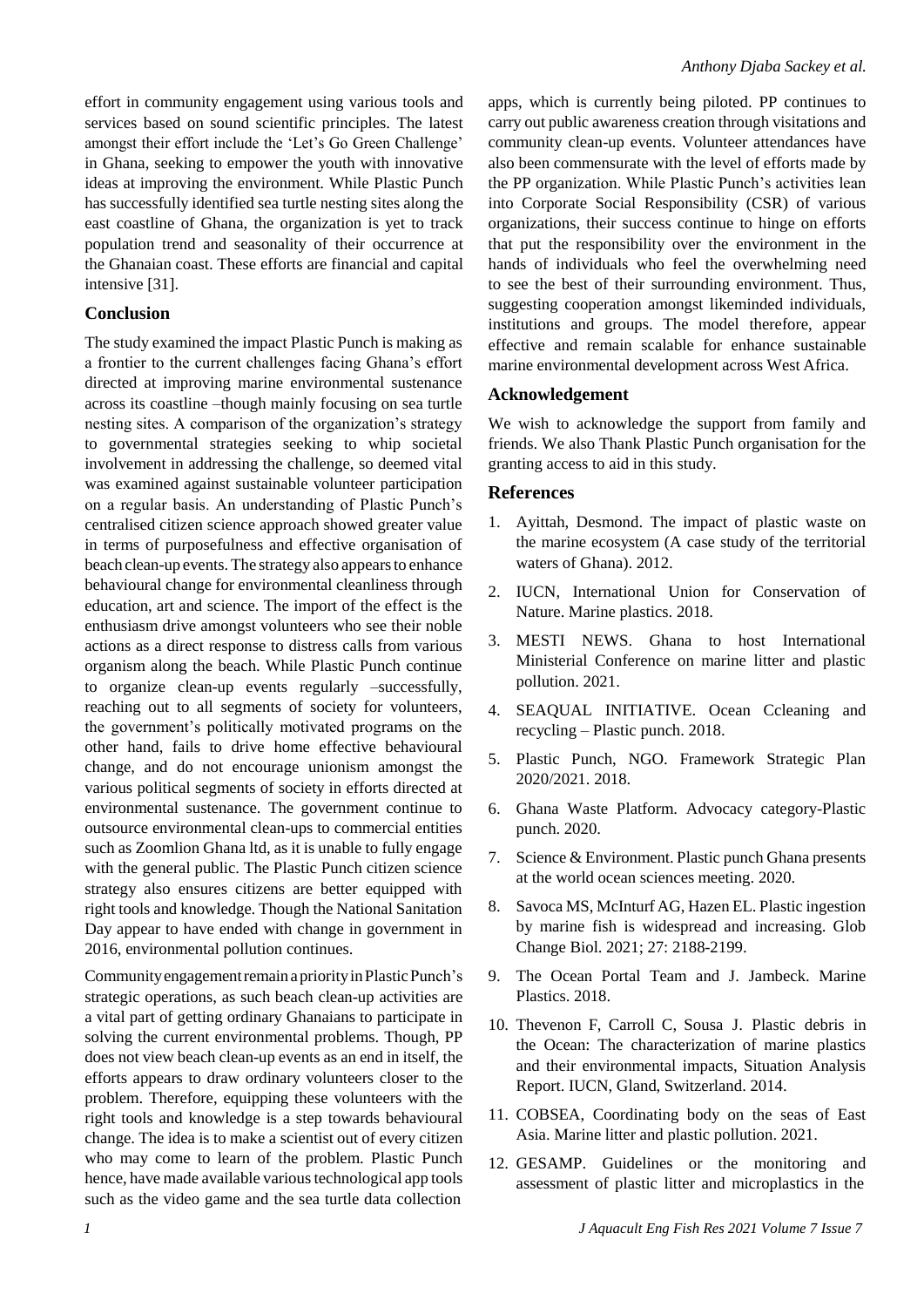effort in community engagement using various tools and services based on sound scientific principles. The latest amongst their effort include the 'Let's Go Green Challenge' in Ghana, seeking to empower the youth with innovative ideas at improving the environment. While Plastic Punch has successfully identified sea turtle nesting sites along the east coastline of Ghana, the organization is yet to track population trend and seasonality of their occurrence at the Ghanaian coast. These efforts are financial and capital intensive [31].

## Conclusion

The study examined the impact Plastic Punch is making as a frontier to the current challenges facing Ghana's effort directed at improving marine environmental sustenance across its coastline –though mainly focusing on sea turtle nesting sites. A comparison of the organization's strategy to governmental strategies seeking to whip societal involvement in addressing the challenge, so deemed vital was examined against sustainable volunteer participation on a regular basis. An understanding of Plastic Punch's centralised citizen science approach showed greater value in terms of purposefulness and effective organisation of beach clean-up events. The strategy also appears to enhance behavioural change for environmental cleanliness through education, art and science. The import of the effect is the enthusiasm drive amongst volunteers who see their noble actions as a direct response to distress calls from various organism along the beach. While Plastic Punch continue to organize clean-up events regularly –successfully, reaching out to all segments of society for volunteers, the government's politically motivated programs on the other hand, fails to drive home effective behavioural change, and do not encourage unionism amongst the various political segments of society in efforts directed at environmental sustenance. The government continue to outsource environmental clean-ups to commercial entities such as Zoomlion Ghana ltd, as it is unable to fully engage with the general public. The Plastic Punch citizen science strategy also ensures citizens are better equipped with right tools and knowledge. Though the National Sanitation Day appear to have ended with change in government in 2016, environmental pollution continues.

Community engagement remain a priority in Plastic Punch's strategic operations, as such beach clean-up activities are a vital part of getting ordinary Ghanaians to participate in solving the current environmental problems. Though, PP does not view beach clean-up events as an end in itself, the efforts appears to draw ordinary volunteers closer to the problem. Therefore, equipping these volunteers with the right tools and knowledge is a step towards behavioural change. The idea is to make a scientist out of every citizen who may come to learn of the problem. Plastic Punch hence, have made available various technological app tools such as the video game and the sea turtle data collection apps, which is currently being piloted. PP continues to carry out public awareness creation through visitations and community clean-up events. Volunteer attendances have also been commensurate with the level of efforts made by the PP organization. While Plastic Punch's activities lean into Corporate Social Responsibility (CSR) of various organizations, their success continue to hinge on efforts that put the responsibility over the environment in the hands of individuals who feel the overwhelming need to see the best of their surrounding environment. Thus, suggesting cooperation amongst likeminded individuals, institutions and groups. The model therefore, appear effective and remain scalable for enhance sustainable marine environmental development across West Africa.

## Acknowledgement

We wish to acknowledge the support from family and friends. We also Thank Plastic Punch organisation for the granting access to aid in this study.

## References

1. Ayittah, Desmond. The impact of plastic waste on the marine ecosystem (A case study of the territorial waters of Ghana). 2012.
2. IUCN, International Union for Conservation of Nature. Marine plastics. 2018.
3. MESTI NEWS. Ghana to host International Ministerial Conference on marine litter and plastic pollution. 2021.
4. SEAQUAL INITIATIVE. Ocean Ccleaning and recycling – Plastic punch. 2018.
5. Plastic Punch, NGO. Framework Strategic Plan 2020/2021. 2018.
6. Ghana Waste Platform. Advocacy category-Plastic punch. 2020.
7. Science & Environment. Plastic punch Ghana presents at the world ocean sciences meeting. 2020.
8. Savoca MS, McInturf AG, Hazen EL. Plastic ingestion by marine fish is widespread and increasing. Glob Change Biol. 2021; 27: 2188-2199.
9. The Ocean Portal Team and J. Jambeck. Marine Plastics. 2018.
10. Thevenon F, Carroll C, Sousa J. Plastic debris in the Ocean: The characterization of marine plastics and their environmental impacts, Situation Analysis Report. IUCN, Gland, Switzerland. 2014.
11. COBSEA, Coordinating body on the seas of East Asia. Marine litter and plastic pollution. 2021.
12. GESAMP. Guidelines or the monitoring and assessment of plastic litter and microplastics in the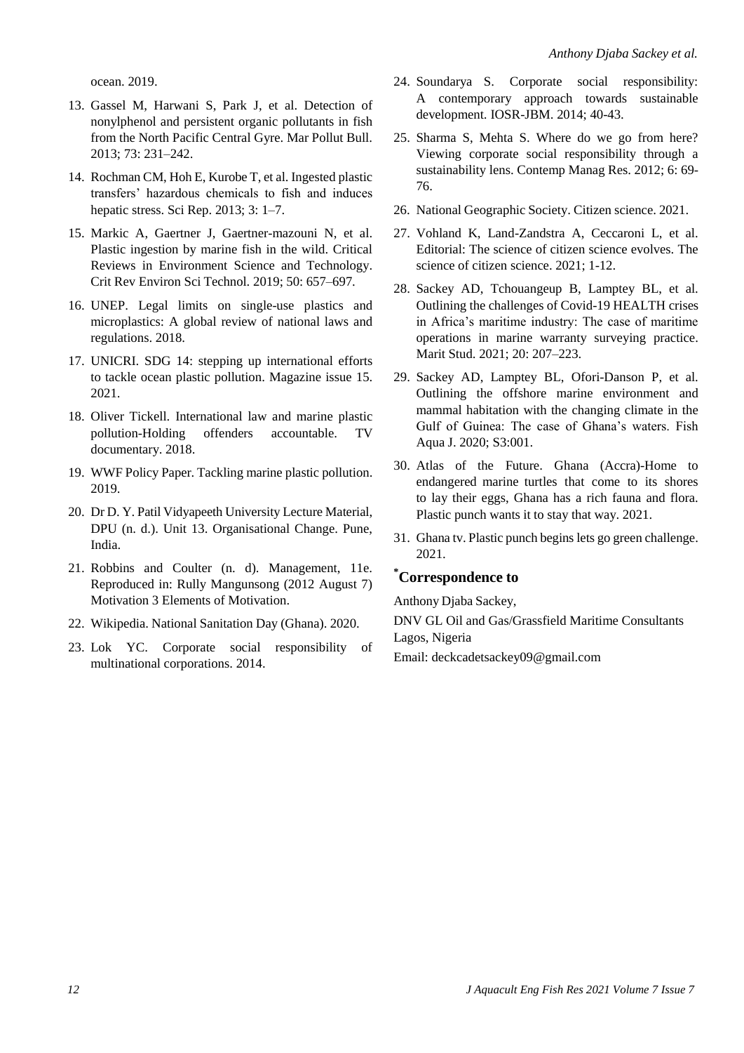ocean. 2019.

13. Gassel M, Harwani S, Park J, et al. Detection of nonylphenol and persistent organic pollutants in fish from the North Pacific Central Gyre. Mar Pollut Bull. 2013; 73: 231–242.
14. Rochman CM, Hoh E, Kurobe T, et al. Ingested plastic transfers' hazardous chemicals to fish and induces hepatic stress. Sci Rep. 2013; 3: 1–7.
15. Markic A, Gaertner J, Gaertner-mazouni N, et al. Plastic ingestion by marine fish in the wild. Critical Reviews in Environment Science and Technology. Crit Rev Environ Sci Technol. 2019; 50: 657–697.
16. UNEP. Legal limits on single-use plastics and microplastics: A global review of national laws and regulations. 2018.
17. UNICRI. SDG 14: stepping up international efforts to tackle ocean plastic pollution. Magazine issue 15. 2021.
18. Oliver Tickell. International law and marine plastic pollution-Holding offenders accountable. TV documentary. 2018.
19. WWF Policy Paper. Tackling marine plastic pollution. 2019.
20. Dr D. Y. Patil Vidyapeeth University Lecture Material, DPU (n. d.). Unit 13. Organisational Change. Pune, India.
21. Robbins and Coulter (n. d). Management, 11e. Reproduced in: Rully Mangunsong (2012 August 7) Motivation 3 Elements of Motivation.
22. Wikipedia. National Sanitation Day (Ghana). 2020.
23. Lok YC. Corporate social responsibility of multinational corporations. 2014.
24. Soundarya S. Corporate social responsibility: A contemporary approach towards sustainable development. IOSR-JBM. 2014; 40-43.
25. Sharma S, Mehta S. Where do we go from here? Viewing corporate social responsibility through a sustainability lens. Contemp Manag Res. 2012; 6: 69-76.
26. National Geographic Society. Citizen science. 2021.
27. Vohland K, Land-Zandstra A, Ceccaroni L, et al. Editorial: The science of citizen science evolves. The science of citizen science. 2021; 1-12.
28. Sackey AD, Tchouangeup B, Lamptey BL, et al. Outlining the challenges of Covid-19 HEALTH crises in Africa's maritime industry: The case of maritime operations in marine warranty surveying practice. Marit Stud. 2021; 20: 207–223.
29. Sackey AD, Lamptey BL, Ofori-Danson P, et al. Outlining the offshore marine environment and mammal habitation with the changing climate in the Gulf of Guinea: The case of Ghana's waters. Fish Aqua J. 2020; S3:001.
30. Atlas of the Future. Ghana (Accra)-Home to endangered marine turtles that come to its shores to lay their eggs, Ghana has a rich fauna and flora. Plastic punch wants it to stay that way. 2021.
31. Ghana tv. Plastic punch begins lets go green challenge. 2021.

## *Correspondence to

Anthony Djaba Sackey,

DNV GL Oil and Gas/Grassfield Maritime Consultants

Lagos, Nigeria

Email: deckcadetsackey09@gmail.com